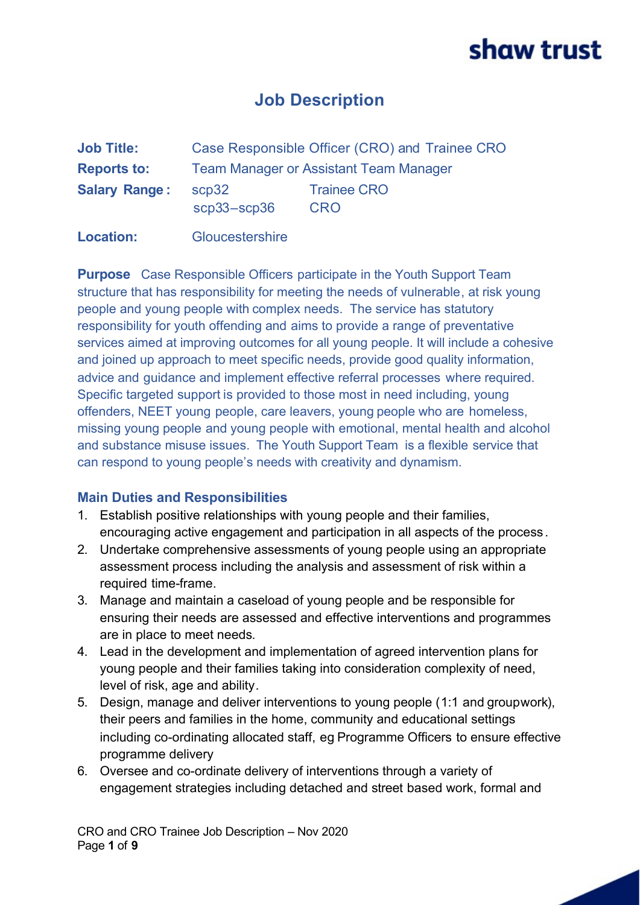shaw trust

# Job Description

| | | |
|---|---|---|
| **Job Title:** | Case Responsible Officer (CRO) and Trainee CRO | |
| **Reports to:** | Team Manager or Assistant Team Manager | |
| **Salary Range:** | scp32 | Trainee CRO |
| | scp33–scp36 | CRO |
| **Location:** | Gloucestershire | |

**Purpose** Case Responsible Officers participate in the Youth Support Team structure that has responsibility for meeting the needs of vulnerable, at risk young people and young people with complex needs. The service has statutory responsibility for youth offending and aims to provide a range of preventative services aimed at improving outcomes for all young people. It will include a cohesive and joined up approach to meet specific needs, provide good quality information, advice and guidance and implement effective referral processes where required. Specific targeted support is provided to those most in need including, young offenders, NEET young people, care leavers, young people who are homeless, missing young people and young people with emotional, mental health and alcohol and substance misuse issues. The Youth Support Team is a flexible service that can respond to young people's needs with creativity and dynamism.

## Main Duties and Responsibilities

1. Establish positive relationships with young people and their families, encouraging active engagement and participation in all aspects of the process.
2. Undertake comprehensive assessments of young people using an appropriate assessment process including the analysis and assessment of risk within a required time-frame.
3. Manage and maintain a caseload of young people and be responsible for ensuring their needs are assessed and effective interventions and programmes are in place to meet needs.
4. Lead in the development and implementation of agreed intervention plans for young people and their families taking into consideration complexity of need, level of risk, age and ability.
5. Design, manage and deliver interventions to young people (1:1 and groupwork), their peers and families in the home, community and educational settings including co-ordinating allocated staff, eg Programme Officers to ensure effective programme delivery
6. Oversee and co-ordinate delivery of interventions through a variety of engagement strategies including detached and street based work, formal and

CRO and CRO Trainee Job Description – Nov 2020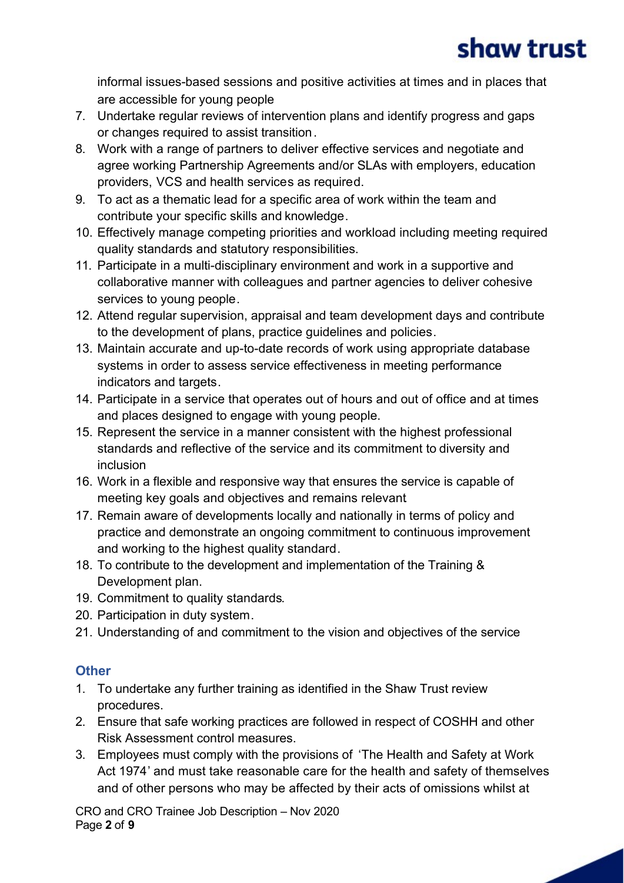informal issues-based sessions and positive activities at times and in places that are accessible for young people

7. Undertake regular reviews of intervention plans and identify progress and gaps or changes required to assist transition.
8. Work with a range of partners to deliver effective services and negotiate and agree working Partnership Agreements and/or SLAs with employers, education providers, VCS and health services as required.
9. To act as a thematic lead for a specific area of work within the team and contribute your specific skills and knowledge.
10. Effectively manage competing priorities and workload including meeting required quality standards and statutory responsibilities.
11. Participate in a multi-disciplinary environment and work in a supportive and collaborative manner with colleagues and partner agencies to deliver cohesive services to young people.
12. Attend regular supervision, appraisal and team development days and contribute to the development of plans, practice guidelines and policies.
13. Maintain accurate and up-to-date records of work using appropriate database systems in order to assess service effectiveness in meeting performance indicators and targets.
14. Participate in a service that operates out of hours and out of office and at times and places designed to engage with young people.
15. Represent the service in a manner consistent with the highest professional standards and reflective of the service and its commitment to diversity and inclusion
16. Work in a flexible and responsive way that ensures the service is capable of meeting key goals and objectives and remains relevant
17. Remain aware of developments locally and nationally in terms of policy and practice and demonstrate an ongoing commitment to continuous improvement and working to the highest quality standard.
18. To contribute to the development and implementation of the Training & Development plan.
19. Commitment to quality standards.
20. Participation in duty system.
21. Understanding of and commitment to the vision and objectives of the service

## Other

1. To undertake any further training as identified in the Shaw Trust review procedures.
2. Ensure that safe working practices are followed in respect of COSHH and other Risk Assessment control measures.
3. Employees must comply with the provisions of 'The Health and Safety at Work Act 1974' and must take reasonable care for the health and safety of themselves and of other persons who may be affected by their acts of omissions whilst at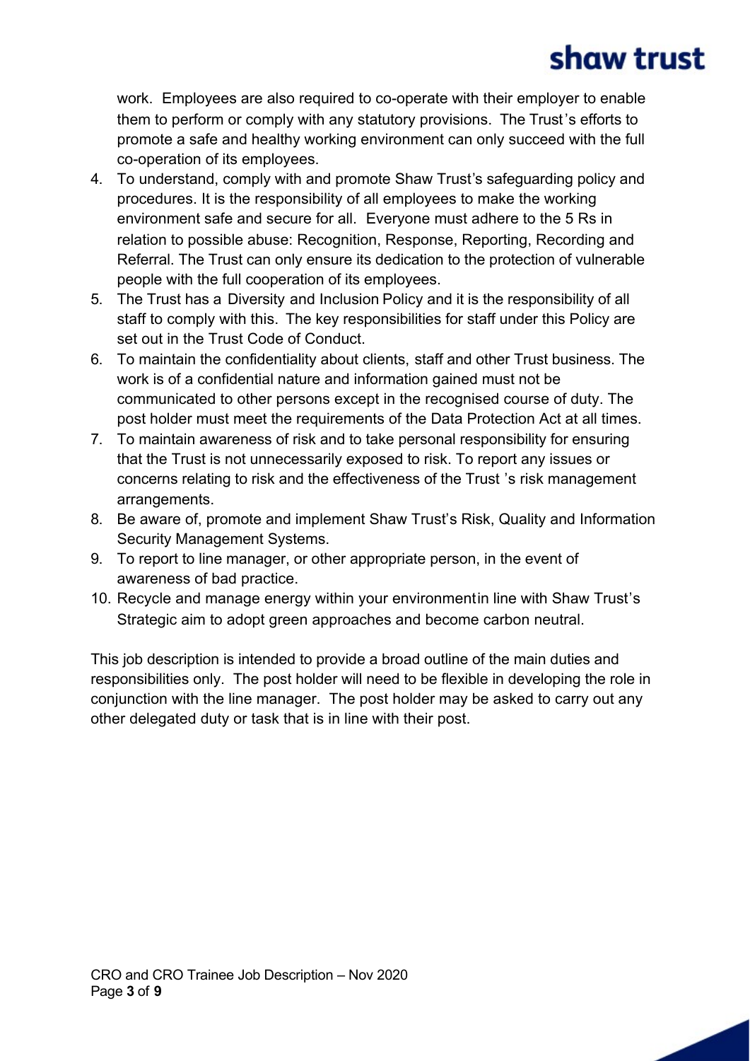work. Employees are also required to co-operate with their employer to enable them to perform or comply with any statutory provisions. The Trust's efforts to promote a safe and healthy working environment can only succeed with the full co-operation of its employees.

4. To understand, comply with and promote Shaw Trust's safeguarding policy and procedures. It is the responsibility of all employees to make the working environment safe and secure for all. Everyone must adhere to the 5 Rs in relation to possible abuse: Recognition, Response, Reporting, Recording and Referral. The Trust can only ensure its dedication to the protection of vulnerable people with the full cooperation of its employees.
5. The Trust has a Diversity and Inclusion Policy and it is the responsibility of all staff to comply with this. The key responsibilities for staff under this Policy are set out in the Trust Code of Conduct.
6. To maintain the confidentiality about clients, staff and other Trust business. The work is of a confidential nature and information gained must not be communicated to other persons except in the recognised course of duty. The post holder must meet the requirements of the Data Protection Act at all times.
7. To maintain awareness of risk and to take personal responsibility for ensuring that the Trust is not unnecessarily exposed to risk. To report any issues or concerns relating to risk and the effectiveness of the Trust 's risk management arrangements.
8. Be aware of, promote and implement Shaw Trust's Risk, Quality and Information Security Management Systems.
9. To report to line manager, or other appropriate person, in the event of awareness of bad practice.
10. Recycle and manage energy within your environmentin line with Shaw Trust's Strategic aim to adopt green approaches and become carbon neutral.

This job description is intended to provide a broad outline of the main duties and responsibilities only. The post holder will need to be flexible in developing the role in conjunction with the line manager. The post holder may be asked to carry out any other delegated duty or task that is in line with their post.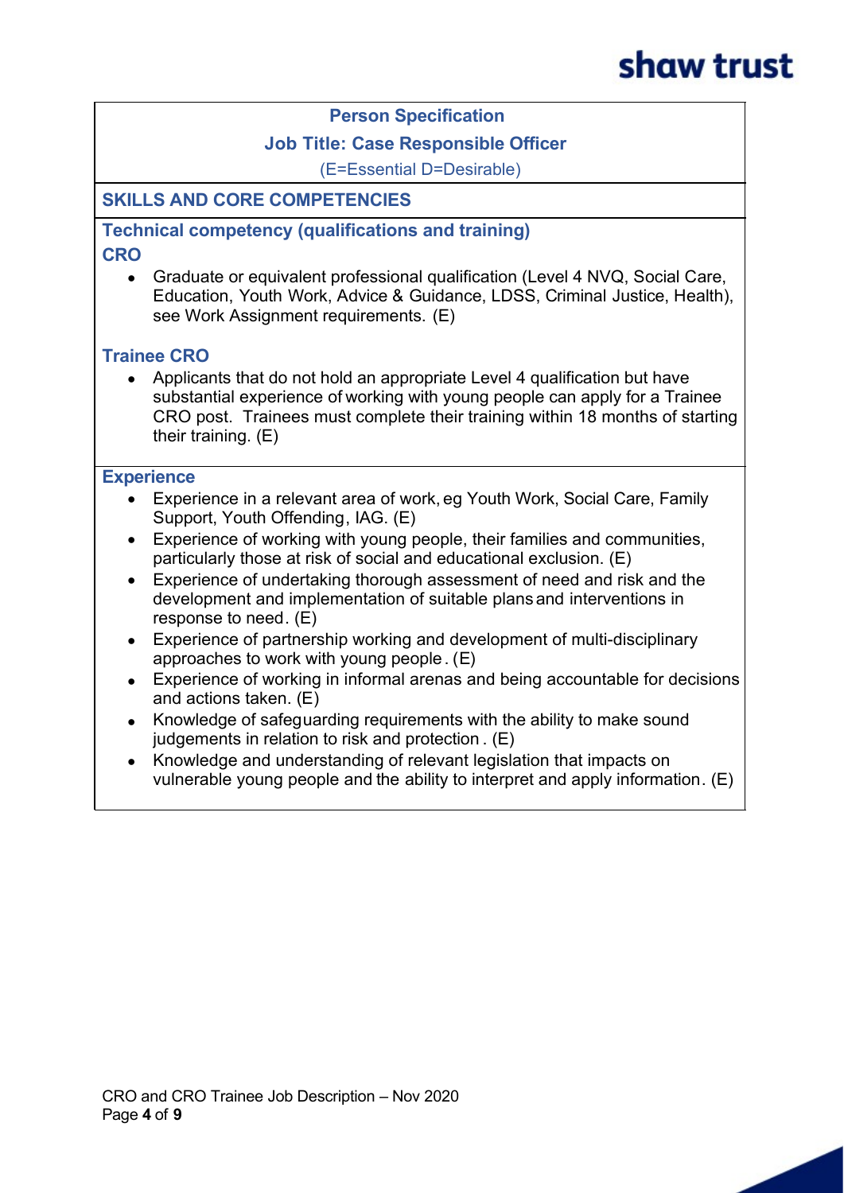## Person Specification

### Job Title: Case Responsible Officer

(E=Essential D=Desirable)

## SKILLS AND CORE COMPETENCIES

### Technical competency (qualifications and training)

#### CRO

- Graduate or equivalent professional qualification (Level 4 NVQ, Social Care, Education, Youth Work, Advice & Guidance, LDSS, Criminal Justice, Health), see Work Assignment requirements. (E)

#### Trainee CRO

- Applicants that do not hold an appropriate Level 4 qualification but have substantial experience of working with young people can apply for a Trainee CRO post. Trainees must complete their training within 18 months of starting their training. (E)

### Experience

- Experience in a relevant area of work, eg Youth Work, Social Care, Family Support, Youth Offending, IAG. (E)
- Experience of working with young people, their families and communities, particularly those at risk of social and educational exclusion. (E)
- Experience of undertaking thorough assessment of need and risk and the development and implementation of suitable plans and interventions in response to need. (E)
- Experience of partnership working and development of multi-disciplinary approaches to work with young people. (E)
- Experience of working in informal arenas and being accountable for decisions and actions taken. (E)
- Knowledge of safeguarding requirements with the ability to make sound judgements in relation to risk and protection. (E)
- Knowledge and understanding of relevant legislation that impacts on vulnerable young people and the ability to interpret and apply information. (E)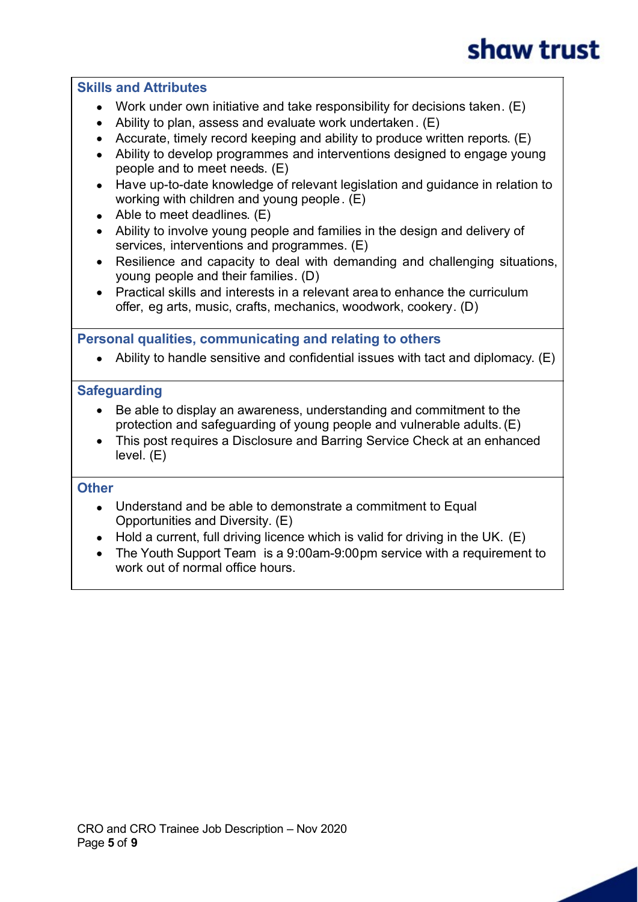## Skills and Attributes

- Work under own initiative and take responsibility for decisions taken. (E)
- Ability to plan, assess and evaluate work undertaken. (E)
- Accurate, timely record keeping and ability to produce written reports. (E)
- Ability to develop programmes and interventions designed to engage young people and to meet needs. (E)
- Have up-to-date knowledge of relevant legislation and guidance in relation to working with children and young people. (E)
- Able to meet deadlines. (E)
- Ability to involve young people and families in the design and delivery of services, interventions and programmes. (E)
- Resilience and capacity to deal with demanding and challenging situations, young people and their families. (D)
- Practical skills and interests in a relevant area to enhance the curriculum offer, eg arts, music, crafts, mechanics, woodwork, cookery. (D)

## Personal qualities, communicating and relating to others

- Ability to handle sensitive and confidential issues with tact and diplomacy. (E)

## Safeguarding

- Be able to display an awareness, understanding and commitment to the protection and safeguarding of young people and vulnerable adults. (E)
- This post requires a Disclosure and Barring Service Check at an enhanced level. (E)

## Other

- Understand and be able to demonstrate a commitment to Equal Opportunities and Diversity. (E)
- Hold a current, full driving licence which is valid for driving in the UK. (E)
- The Youth Support Team is a 9:00am-9:00pm service with a requirement to work out of normal office hours.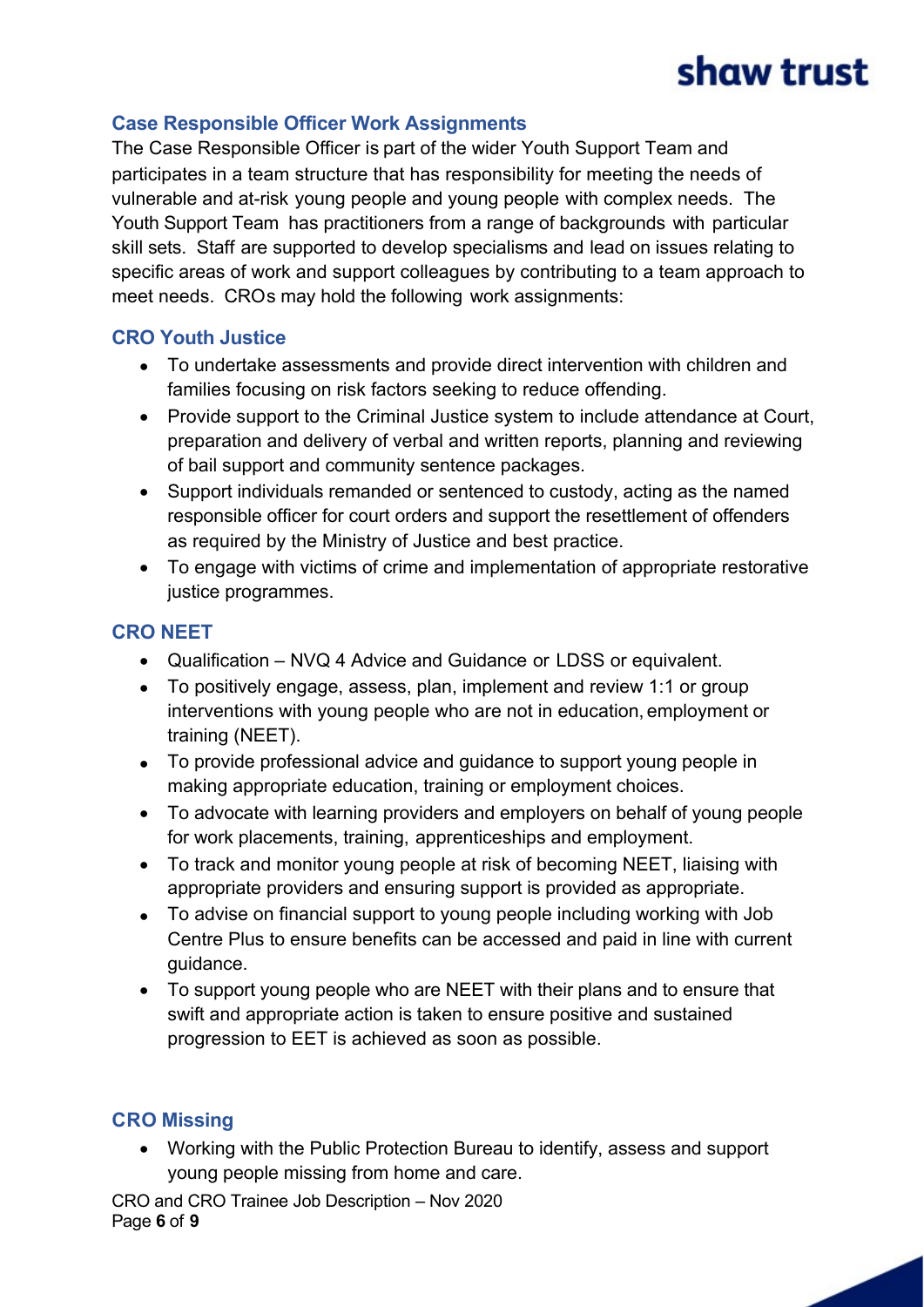## Case Responsible Officer Work Assignments

The Case Responsible Officer is part of the wider Youth Support Team and participates in a team structure that has responsibility for meeting the needs of vulnerable and at-risk young people and young people with complex needs. The Youth Support Team has practitioners from a range of backgrounds with particular skill sets. Staff are supported to develop specialisms and lead on issues relating to specific areas of work and support colleagues by contributing to a team approach to meet needs. CROs may hold the following work assignments:

### CRO Youth Justice

- To undertake assessments and provide direct intervention with children and families focusing on risk factors seeking to reduce offending.
- Provide support to the Criminal Justice system to include attendance at Court, preparation and delivery of verbal and written reports, planning and reviewing of bail support and community sentence packages.
- Support individuals remanded or sentenced to custody, acting as the named responsible officer for court orders and support the resettlement of offenders as required by the Ministry of Justice and best practice.
- To engage with victims of crime and implementation of appropriate restorative justice programmes.

### CRO NEET

- Qualification – NVQ 4 Advice and Guidance or LDSS or equivalent.
- To positively engage, assess, plan, implement and review 1:1 or group interventions with young people who are not in education, employment or training (NEET).
- To provide professional advice and guidance to support young people in making appropriate education, training or employment choices.
- To advocate with learning providers and employers on behalf of young people for work placements, training, apprenticeships and employment.
- To track and monitor young people at risk of becoming NEET, liaising with appropriate providers and ensuring support is provided as appropriate.
- To advise on financial support to young people including working with Job Centre Plus to ensure benefits can be accessed and paid in line with current guidance.
- To support young people who are NEET with their plans and to ensure that swift and appropriate action is taken to ensure positive and sustained progression to EET is achieved as soon as possible.

### CRO Missing

- Working with the Public Protection Bureau to identify, assess and support young people missing from home and care.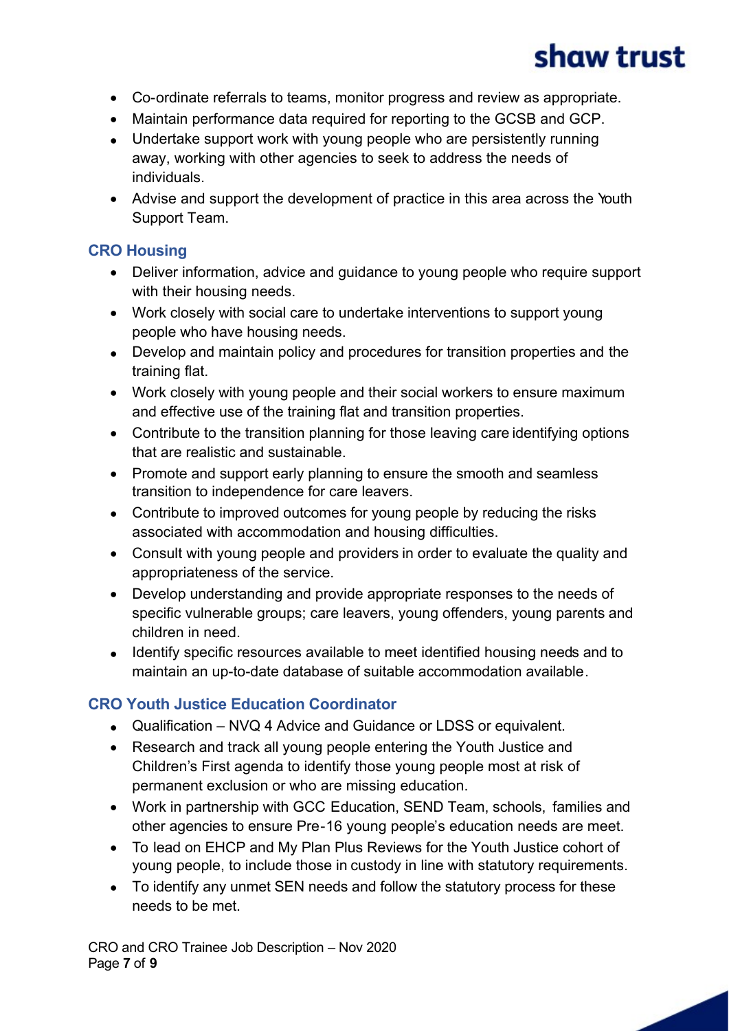- Co-ordinate referrals to teams, monitor progress and review as appropriate.
- Maintain performance data required for reporting to the GCSB and GCP.
- Undertake support work with young people who are persistently running away, working with other agencies to seek to address the needs of individuals.
- Advise and support the development of practice in this area across the Youth Support Team.

### CRO Housing

- Deliver information, advice and guidance to young people who require support with their housing needs.
- Work closely with social care to undertake interventions to support young people who have housing needs.
- Develop and maintain policy and procedures for transition properties and the training flat.
- Work closely with young people and their social workers to ensure maximum and effective use of the training flat and transition properties.
- Contribute to the transition planning for those leaving care identifying options that are realistic and sustainable.
- Promote and support early planning to ensure the smooth and seamless transition to independence for care leavers.
- Contribute to improved outcomes for young people by reducing the risks associated with accommodation and housing difficulties.
- Consult with young people and providers in order to evaluate the quality and appropriateness of the service.
- Develop understanding and provide appropriate responses to the needs of specific vulnerable groups; care leavers, young offenders, young parents and children in need.
- Identify specific resources available to meet identified housing needs and to maintain an up-to-date database of suitable accommodation available.

### CRO Youth Justice Education Coordinator

- Qualification – NVQ 4 Advice and Guidance or LDSS or equivalent.
- Research and track all young people entering the Youth Justice and Children's First agenda to identify those young people most at risk of permanent exclusion or who are missing education.
- Work in partnership with GCC Education, SEND Team, schools, families and other agencies to ensure Pre-16 young people's education needs are meet.
- To lead on EHCP and My Plan Plus Reviews for the Youth Justice cohort of young people, to include those in custody in line with statutory requirements.
- To identify any unmet SEN needs and follow the statutory process for these needs to be met.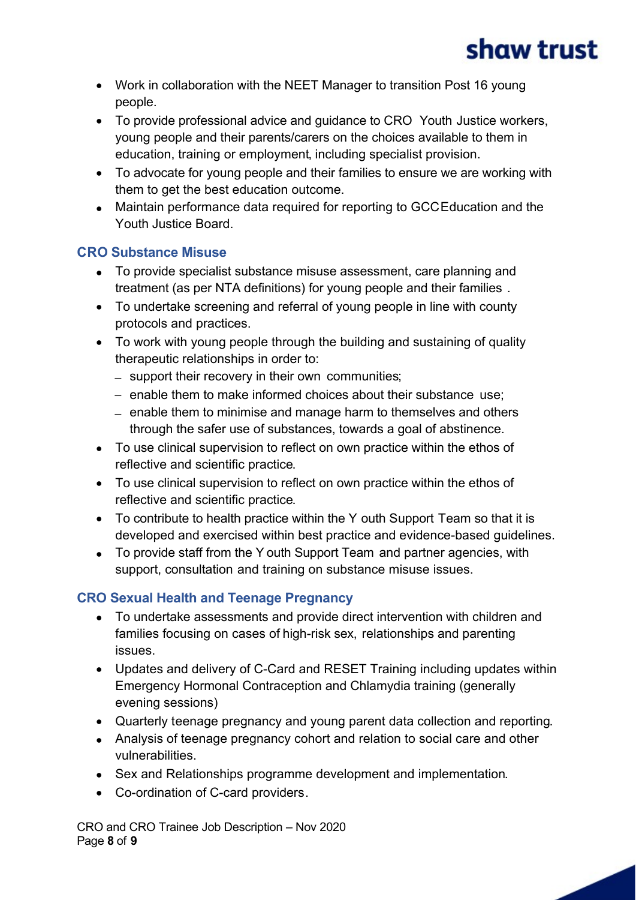- Work in collaboration with the NEET Manager to transition Post 16 young people.
- To provide professional advice and guidance to CRO Youth Justice workers, young people and their parents/carers on the choices available to them in education, training or employment, including specialist provision.
- To advocate for young people and their families to ensure we are working with them to get the best education outcome.
- Maintain performance data required for reporting to GCC Education and the Youth Justice Board.

### CRO Substance Misuse

- To provide specialist substance misuse assessment, care planning and treatment (as per NTA definitions) for young people and their families .
- To undertake screening and referral of young people in line with county protocols and practices.
- To work with young people through the building and sustaining of quality therapeutic relationships in order to:
  - support their recovery in their own communities;
  - enable them to make informed choices about their substance use;
  - enable them to minimise and manage harm to themselves and others through the safer use of substances, towards a goal of abstinence.
- To use clinical supervision to reflect on own practice within the ethos of reflective and scientific practice.
- To use clinical supervision to reflect on own practice within the ethos of reflective and scientific practice.
- To contribute to health practice within the Youth Support Team so that it is developed and exercised within best practice and evidence-based guidelines.
- To provide staff from the Youth Support Team and partner agencies, with support, consultation and training on substance misuse issues.

### CRO Sexual Health and Teenage Pregnancy

- To undertake assessments and provide direct intervention with children and families focusing on cases of high-risk sex, relationships and parenting issues.
- Updates and delivery of C-Card and RESET Training including updates within Emergency Hormonal Contraception and Chlamydia training (generally evening sessions)
- Quarterly teenage pregnancy and young parent data collection and reporting.
- Analysis of teenage pregnancy cohort and relation to social care and other vulnerabilities.
- Sex and Relationships programme development and implementation.
- Co-ordination of C-card providers.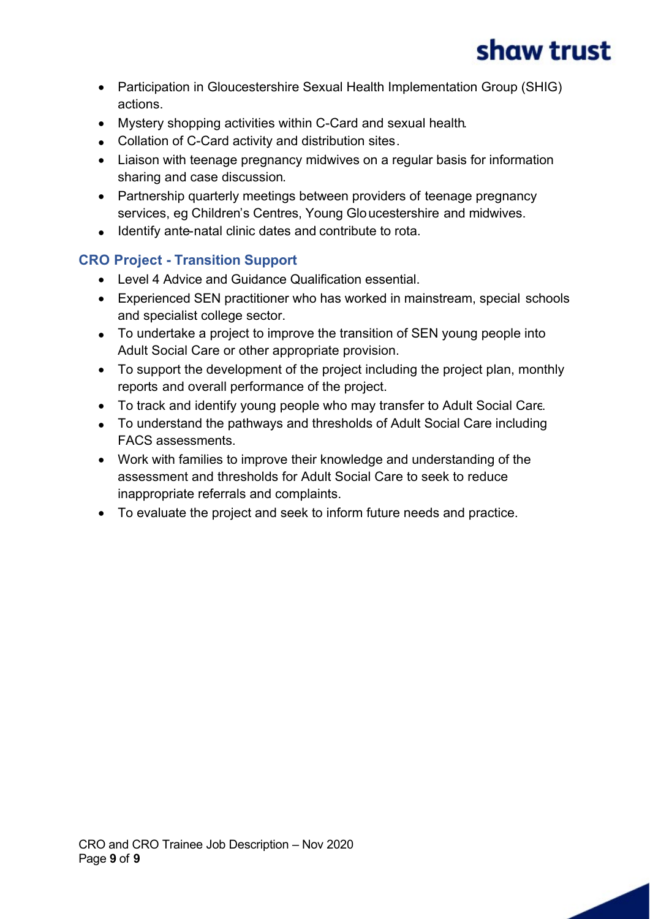- Participation in Gloucestershire Sexual Health Implementation Group (SHIG) actions.
- Mystery shopping activities within C-Card and sexual health.
- Collation of C-Card activity and distribution sites.
- Liaison with teenage pregnancy midwives on a regular basis for information sharing and case discussion.
- Partnership quarterly meetings between providers of teenage pregnancy services, eg Children's Centres, Young Gloucestershire and midwives.
- Identify ante-natal clinic dates and contribute to rota.

### CRO Project - Transition Support

- Level 4 Advice and Guidance Qualification essential.
- Experienced SEN practitioner who has worked in mainstream, special schools and specialist college sector.
- To undertake a project to improve the transition of SEN young people into Adult Social Care or other appropriate provision.
- To support the development of the project including the project plan, monthly reports and overall performance of the project.
- To track and identify young people who may transfer to Adult Social Care.
- To understand the pathways and thresholds of Adult Social Care including FACS assessments.
- Work with families to improve their knowledge and understanding of the assessment and thresholds for Adult Social Care to seek to reduce inappropriate referrals and complaints.
- To evaluate the project and seek to inform future needs and practice.